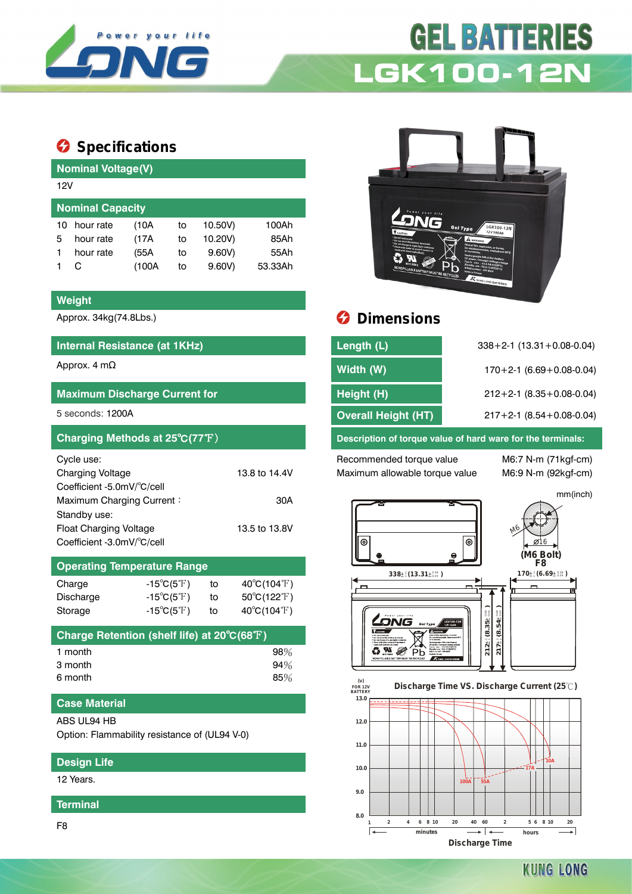# GEL BATTERIES

## LGK100-12N

## Specifications

### Nominal Voltage(V)

12V

### Nominal Capacity

| | | | | | |
|---|---|---|---|---|---|
| 10 | hour rate | (10A | to | 10.50V) | 100Ah |
| 5 | hour rate | (17A | to | 10.20V) | 85Ah |
| 1 | hour rate | (55A | to | 9.60V) | 55Ah |
| 1 | C | (100A | to | 9.60V) | 53.33Ah |

### Weight

Approx. 34kg(74.8Lbs.)

### Internal Resistance (at 1KHz)

Approx. 4 mΩ

### Maximum Discharge Current for

5 seconds: 1200A

### Charging Methods at 25℃(77℉)

Cycle use:

Charging Voltage 13.8 to 14.4V

Coefficient -5.0mV/℃/cell

Maximum Charging Current : 30A

Standby use:

Float Charging Voltage 13.5 to 13.8V

Coefficient -3.0mV/℃/cell

### Operating Temperature Range

| | | | |
|---|---|---|---|
| Charge | -15℃(5℉) | to | 40℃(104℉) |
| Discharge | -15℃(5℉) | to | 50℃(122℉) |
| Storage | -15℃(5℉) | to | 40℃(104℉) |

### Charge Retention (shelf life) at 20℃(68℉)

| | |
|---|---|
| 1 month | 98% |
| 3 month | 94% |
| 6 month | 85% |

### Case Material

ABS UL94 HB

Option: Flammability resistance of (UL94 V-0)

### Design Life

12 Years.

### Terminal

F8

## Dimensions

| | |
|---|---|
| Length (L) | 338+2-1 (13.31+0.08-0.04) |
| Width (W) | 170+2-1 (6.69+0.08-0.04) |
| Height (H) | 212+2-1 (8.35+0.08-0.04) |
| Overall Height (HT) | 217+2-1 (8.54+0.08-0.04) |

### Description of torque value of hard ware for the terminals:

| | |
|---|---|
| Recommended torque value | M6:7 N-m (71kgf-cm) |
| Maximum allowable torque value | M6:9 N-m (92kgf-cm) |

mm(inch)

(M6 Bolt) F8

Discharge Time VS. Discharge Current (25℃)

Discharge Time

KUNG LONG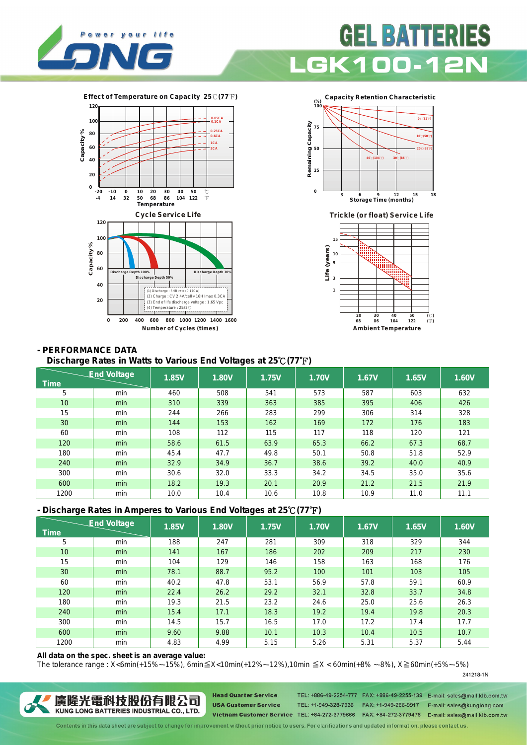# GEL BATTERIES

## LGK100-12N

Power your life

LONG

Effect of Temperature on Capacity 25℃(77℉)

Capacity %

120
100
80
60
40
20
0

0.05CA
0.1CA
0.25CA
0.6CA
1CA
2CA

-20 -10 0 10 20 30 40 50 ℃
-4 14 32 50 68 86 104 122 ℉

Temperature

Capacity Retention Characteristic

(%)
100
75
50
25
0

Remaining Capacity

0℃(32℉)
10℃(50℉)
20℃(68℉)
40℃(104℉)
30℃(86℉)

3 6 9 12 15 18

Storage Time (months)

Cycle Service Life

Capacity %

120
100
80
60
40
20

Discharge Depth 100%
Discharge Depth 50%
Discharge Depth 30%

(1) Discharge : 5HR rate (0.17CA)
(2) Charge : CV 2.4V/cell×16H Imax 0.3CA
(3) End of life discharge voltage : 1.65 Vpc
(4) Temperature : 25±2℃

0 200 400 600 800 1000 1200 1400 1600

Number of Cycles (times)

Trickle (or float) Service Life

Life (years)

15
10
5
3
1

20 30 40 50 (℃)
68 86 104 122 (℉)

Ambient Temperature

## - PERFORMANCE DATA

### Discharge Rates in Watts to Various End Voltages at 25℃(77℉)

| Time | | 1.85V | 1.80V | 1.75V | 1.70V | 1.67V | 1.65V | 1.60V |
|---|---|---|---|---|---|---|---|---|
| 5 | min | 460 | 508 | 541 | 573 | 587 | 603 | 632 |
| 10 | min | 310 | 339 | 363 | 385 | 395 | 406 | 426 |
| 15 | min | 244 | 266 | 283 | 299 | 306 | 314 | 328 |
| 30 | min | 144 | 153 | 162 | 169 | 172 | 176 | 183 |
| 60 | min | 108 | 112 | 115 | 117 | 118 | 120 | 121 |
| 120 | min | 58.6 | 61.5 | 63.9 | 65.3 | 66.2 | 67.3 | 68.7 |
| 180 | min | 45.4 | 47.7 | 49.8 | 50.1 | 50.8 | 51.8 | 52.9 |
| 240 | min | 32.9 | 34.9 | 36.7 | 38.6 | 39.2 | 40.0 | 40.9 |
| 300 | min | 30.6 | 32.0 | 33.3 | 34.2 | 34.5 | 35.0 | 35.6 |
| 600 | min | 18.2 | 19.3 | 20.1 | 20.9 | 21.2 | 21.5 | 21.9 |
| 1200 | min | 10.0 | 10.4 | 10.6 | 10.8 | 10.9 | 11.0 | 11.1 |

### - Discharge Rates in Amperes to Various End Voltages at 25℃(77℉)

| Time | | 1.85V | 1.80V | 1.75V | 1.70V | 1.67V | 1.65V | 1.60V |
|---|---|---|---|---|---|---|---|---|
| 5 | min | 188 | 247 | 281 | 309 | 318 | 329 | 344 |
| 10 | min | 141 | 167 | 186 | 202 | 209 | 217 | 230 |
| 15 | min | 104 | 129 | 146 | 158 | 163 | 168 | 176 |
| 30 | min | 78.1 | 88.7 | 95.2 | 100 | 101 | 103 | 105 |
| 60 | min | 40.2 | 47.8 | 53.1 | 56.9 | 57.8 | 59.1 | 60.9 |
| 120 | min | 22.4 | 26.2 | 29.2 | 32.1 | 32.8 | 33.7 | 34.8 |
| 180 | min | 19.3 | 21.5 | 23.2 | 24.6 | 25.0 | 25.6 | 26.3 |
| 240 | min | 15.4 | 17.1 | 18.3 | 19.2 | 19.4 | 19.8 | 20.3 |
| 300 | min | 14.5 | 15.7 | 16.5 | 17.0 | 17.2 | 17.4 | 17.7 |
| 600 | min | 9.60 | 9.88 | 10.1 | 10.3 | 10.4 | 10.5 | 10.7 |
| 1200 | min | 4.83 | 4.99 | 5.15 | 5.26 | 5.31 | 5.37 | 5.44 |

**All data on the spec. sheet is an average value:**

The tolerance range : X<6min(+15%~15%), 6min≦X<10min(+12%~12%),10min ≦X < 60min(+8% ~8%), X≧60min(+5%~5%)

241218-1N

廣隆光電科技股份有限公司
KUNG LONG BATTERIES INDUSTRIAL CO., LTD.

| | | | |
|---|---|---|---|
| Head Quarter Service | TEL: +886-49-2254-777 | FAX: +886-49-2255-139 | E-mail: sales@mail.klb.com.tw |
| USA Customer Service | TEL: +1-949-328-7936 | FAX: +1-949-266-9917 | E-mail: sales@kunglong.com |
| Vietnam Customer Service | TEL: +84-272-3779666 | FAX: +84-272-3779476 | E-mail: sales@mail.klb.com.tw |

Contents in this data sheet are subject to change for improvement without prior notice to users. For clarifications and updated information, please contact us.